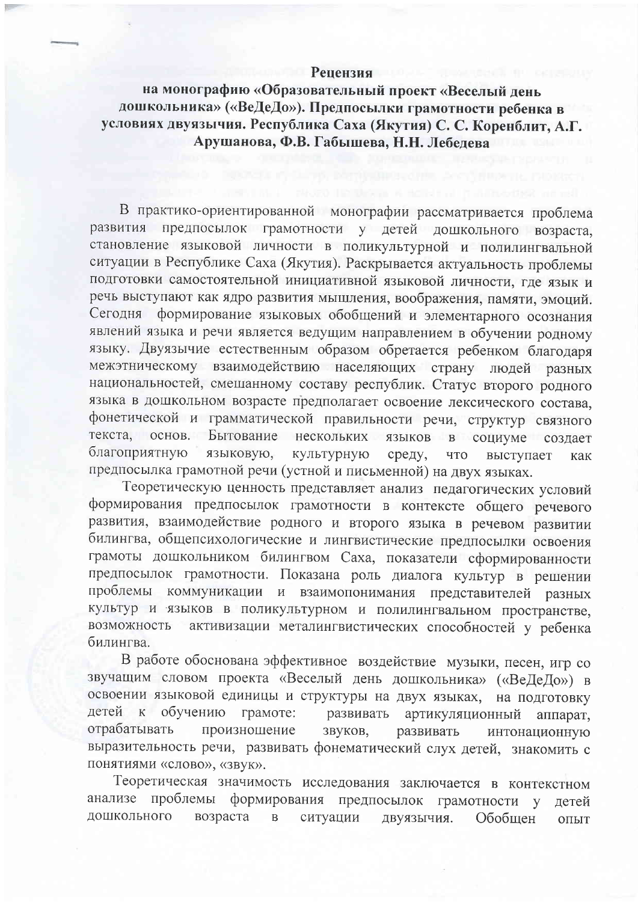**Рецензия**

**на монографию «Образовательный проект «Веселый день дошкольника» («ВеДеДо»). Предпосылки грамотности ребенка в условиях двуязычия. Республика Саха (Якутия) С. С. Коренблит, А.Г. Арушанова, Ф.В. Габышева, Н.Н. Лебедева**

В практико-ориентированной монографии рассматривается проблема развития предпосылок грамотности у детей дошкольного возраста, становление языковой личности в поликультурной и полилингвальной ситуации в Республике Саха (Якутия). Раскрывается актуальность проблемы подготовки самостоятельной инициативной языковой личности, где язык и речь выступают как ядро развития мышления, воображения, памяти, эмоций. Сегодня формирование языковых обобщений и элементарного осознания явлений языка и речи является ведущим направлением в обучении родному языку. Двуязычие естественным образом обретается ребенком благодаря межэтническому взаимодействию населяющих страну людей разных национальностей, смешанному составу республик. Статус второго родного языка в дошкольном возрасте предполагает освоение лексического состава, фонетической и грамматической правильности речи, структур связного текста, основ. Бытование нескольких языков в социуме создает благоприятную языковую, культурную среду, что выступает как предпосылка грамотной речи (устной и письменной) на двух языках.

Теоретическую ценность представляет анализ педагогических условий формирования предпосылок грамотности в контексте общего речевого развития, взаимодействие родного и второго языка в речевом развитии билингва, общепсихологические и лингвистические предпосылки освоения грамоты дошкольником билингвом Саха, показатели сформированности предпосылок грамотности. Показана роль диалога культур в решении проблемы коммуникации и взаимопонимания представителей разных культур и языков в поликультурном и полилингвальном пространстве, возможность активизации металингвистических способностей у ребенка билингва.

В работе обоснована эффективное воздействие музыки, песен, игр со звучащим словом проекта «Веселый день дошкольника» («ВеДеДо») в освоении языковой единицы и структуры на двух языках, на подготовку детей к обучению грамоте: развивать артикуляционный аппарат, отрабатывать произношение звуков, развивать интонационную выразительность речи, развивать фонематический слух детей, знакомить с понятиями «слово», «звук».

Теоретическая значимость исследования заключается в контекстном анализе проблемы формирования предпосылок грамотности у детей дошкольного возраста в ситуации двуязычия. Обобщен опыт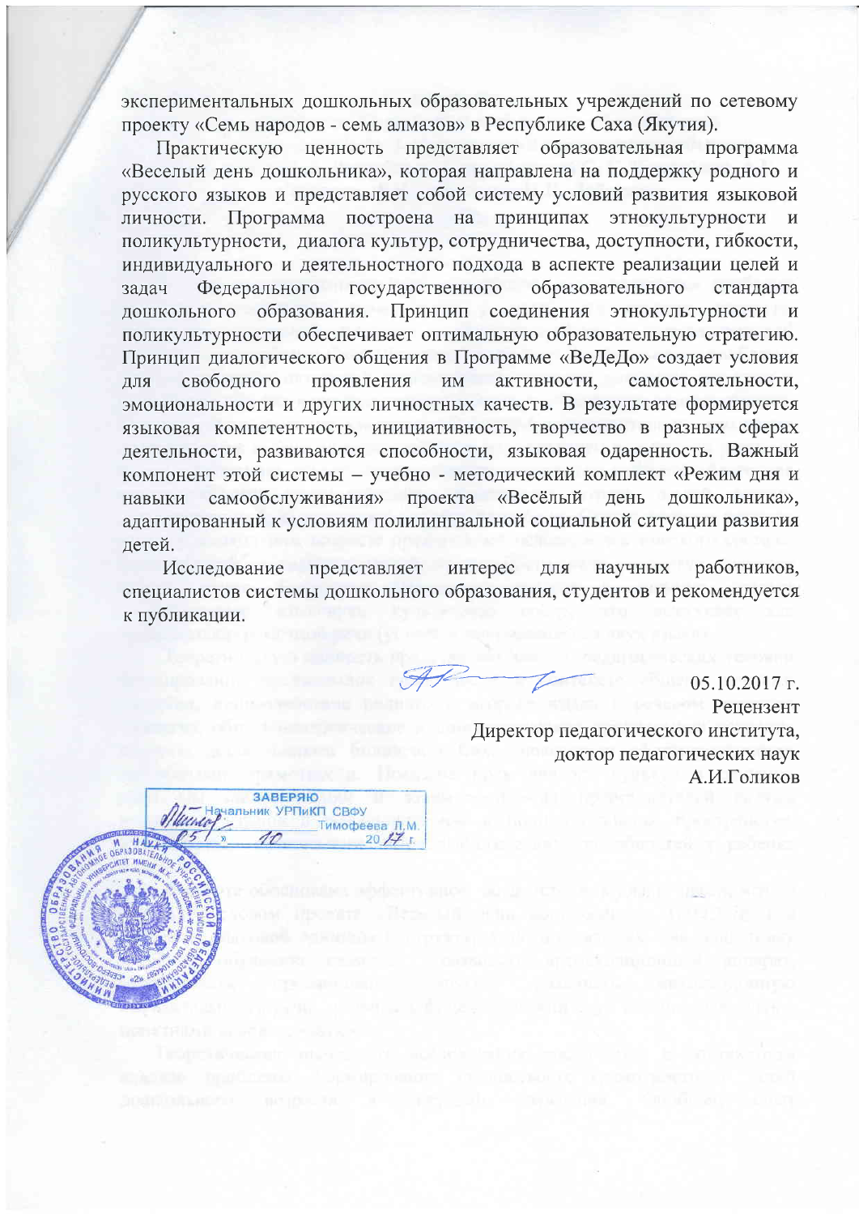экспериментальных дошкольных образовательных учреждений по сетевому проекту «Семь народов - семь алмазов» в Республике Саха (Якутия).

Практическую ценность представляет образовательная программа «Веселый день дошкольника», которая направлена на поддержку родного и русского языков и представляет собой систему условий развития языковой личности. Программа построена на принципах этнокультурности и поликультурности, диалога культур, сотрудничества, доступности, гибкости, индивидуального и деятельностного подхода в аспекте реализации целей и задач Федерального государственного образовательного стандарта дошкольного образования. Принцип соединения этнокультурности и поликультурности обеспечивает оптимальную образовательную стратегию. Принцип диалогического общения в Программе «ВеДеДо» создает условия для свободного проявления им активности, самостоятельности, эмоциональности и других личностных качеств. В результате формируется языковая компетентность, инициативность, творчество в разных сферах деятельности, развиваются способности, языковая одаренность. Важный компонент этой системы – учебно - методический комплект «Режим дня и навыки самообслуживания» проекта «Весёлый день дошкольника», адаптированный к условиям полилингвальной социальной ситуации развития детей.

Исследование представляет интерес для научных работников, специалистов системы дошкольного образования, студентов и рекомендуется к публикации.

05.10.2017 г.

Рецензент

Директор педагогического института,
доктор педагогических наук
А.И.Голиков

ЗАВЕРЯЮ
Начальник УРПиКП СВФУ
Тимофеева Л.М.
«05» 10 2017 г.